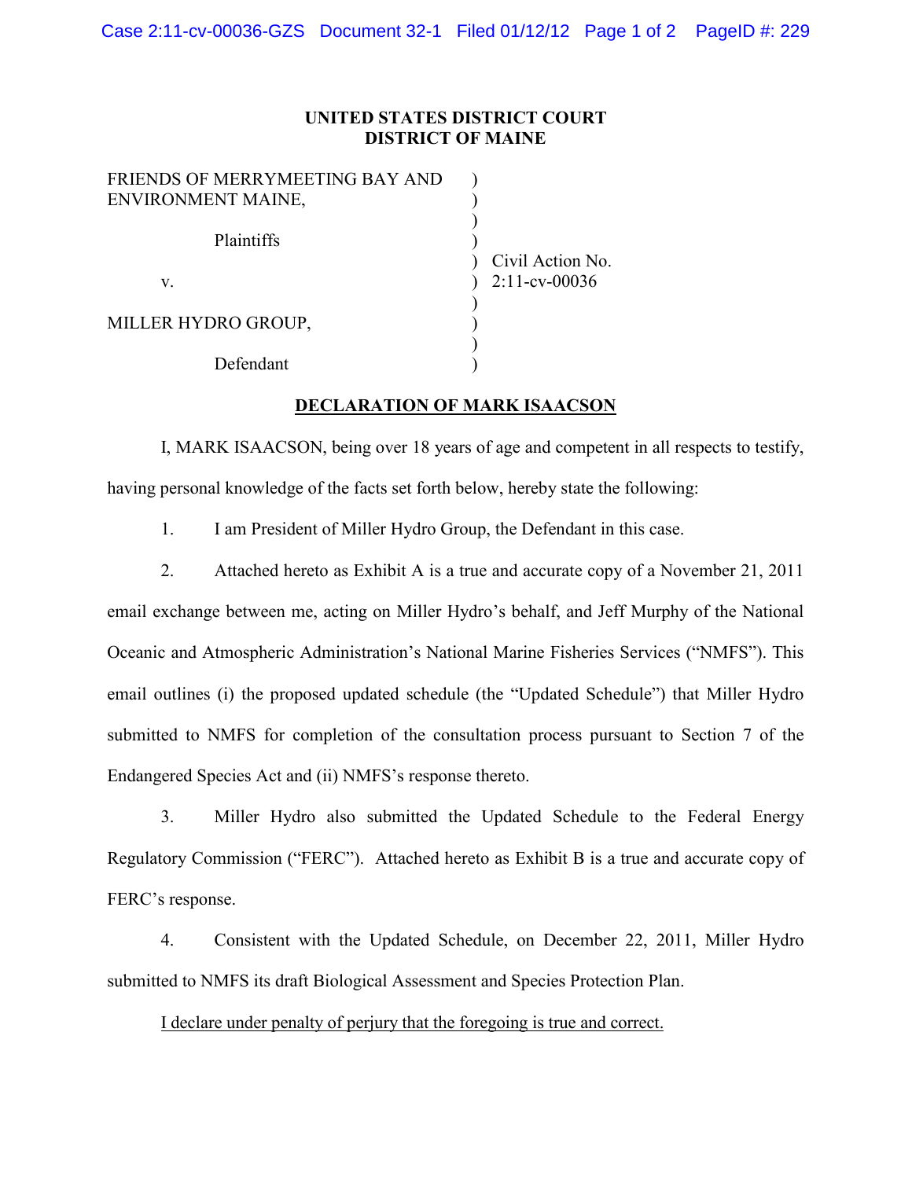**UNITED STATES DISTRICT COURT**
**DISTRICT OF MAINE**

| | | |
|---|---|---|
| FRIENDS OF MERRYMEETING BAY AND ENVIRONMENT MAINE, | ) | |
| Plaintiffs | ) | Civil Action No. |
| v. | ) | 2:11-cv-00036 |
| MILLER HYDRO GROUP, | ) | |
| Defendant | ) | |

**DECLARATION OF MARK ISAACSON**

I, MARK ISAACSON, being over 18 years of age and competent in all respects to testify, having personal knowledge of the facts set forth below, hereby state the following:

1. I am President of Miller Hydro Group, the Defendant in this case.

2. Attached hereto as Exhibit A is a true and accurate copy of a November 21, 2011 email exchange between me, acting on Miller Hydro's behalf, and Jeff Murphy of the National Oceanic and Atmospheric Administration's National Marine Fisheries Services ("NMFS"). This email outlines (i) the proposed updated schedule (the "Updated Schedule") that Miller Hydro submitted to NMFS for completion of the consultation process pursuant to Section 7 of the Endangered Species Act and (ii) NMFS's response thereto.

3. Miller Hydro also submitted the Updated Schedule to the Federal Energy Regulatory Commission ("FERC"). Attached hereto as Exhibit B is a true and accurate copy of FERC's response.

4. Consistent with the Updated Schedule, on December 22, 2011, Miller Hydro submitted to NMFS its draft Biological Assessment and Species Protection Plan.

I declare under penalty of perjury that the foregoing is true and correct.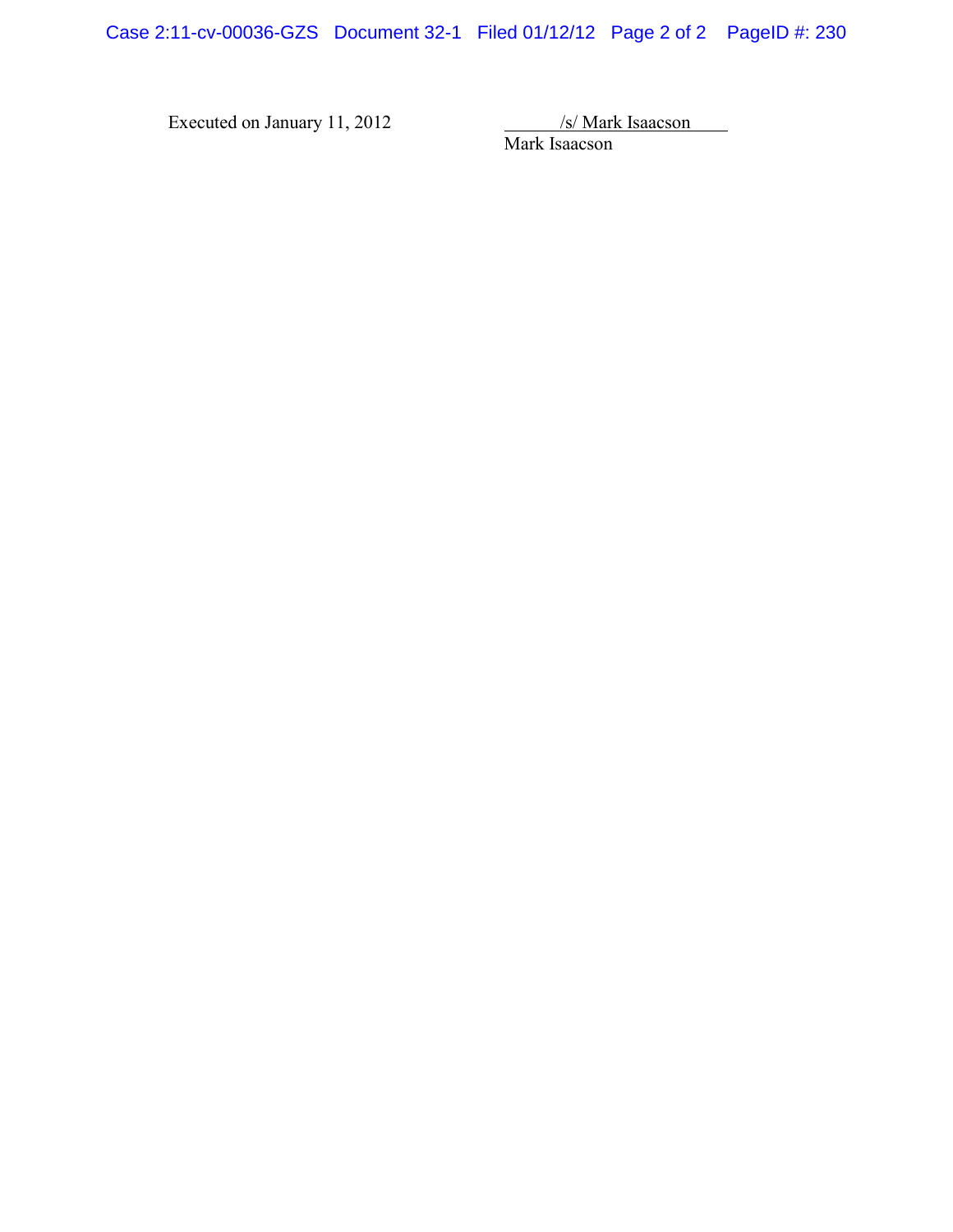Executed on January 11, 2012

/s/ Mark Isaacson

Mark Isaacson